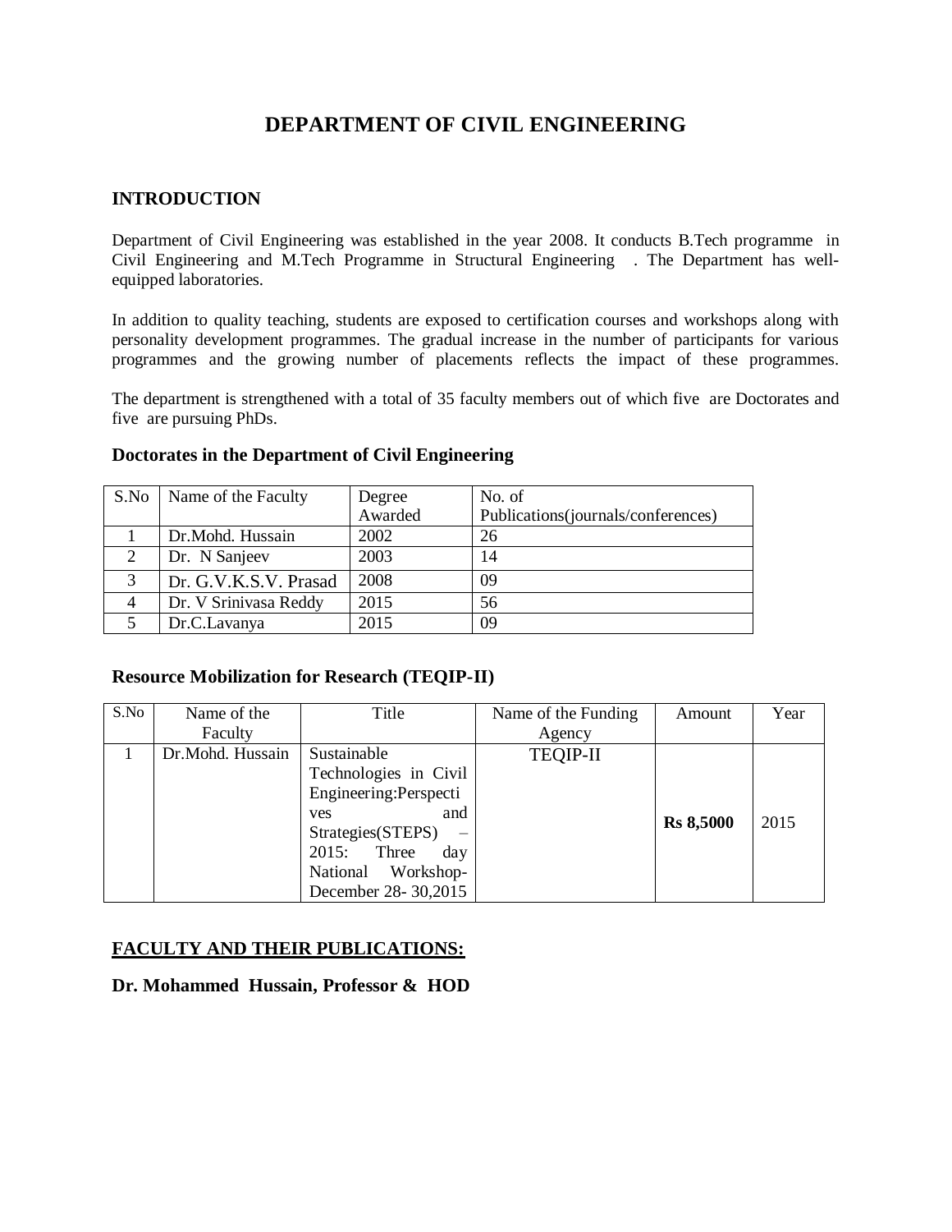# DEPARTMENT OF CIVIL ENGINEERING

## INTRODUCTION

Department of Civil Engineering was established in the year 2008. It conducts B.Tech programme in Civil Engineering and M.Tech Programme in Structural Engineering . The Department has well-equipped laboratories.

In addition to quality teaching, students are exposed to certification courses and workshops along with personality development programmes. The gradual increase in the number of participants for various programmes and the growing number of placements reflects the impact of these programmes.

The department is strengthened with a total of 35 faculty members out of which five are Doctorates and five are pursuing PhDs.

### Doctorates in the Department of Civil Engineering

| S.No | Name of the Faculty | Degree Awarded | No. of Publications(journals/conferences) |
|---|---|---|---|
| 1 | Dr.Mohd. Hussain | 2002 | 26 |
| 2 | Dr. N Sanjeev | 2003 | 14 |
| 3 | Dr. G.V.K.S.V. Prasad | 2008 | 09 |
| 4 | Dr. V Srinivasa Reddy | 2015 | 56 |
| 5 | Dr.C.Lavanya | 2015 | 09 |

### Resource Mobilization for Research (TEQIP-II)

| S.No | Name of the Faculty | Title | Name of the Funding Agency | Amount | Year |
|---|---|---|---|---|---|
| 1 | Dr.Mohd. Hussain | Sustainable Technologies in Civil Engineering:Perspectives and Strategies(STEPS) – 2015: Three day National Workshop- December 28- 30,2015 | TEQIP-II | **Rs 8,5000** | 2015 |

## FACULTY AND THEIR PUBLICATIONS:

**Dr. Mohammed Hussain, Professor & HOD**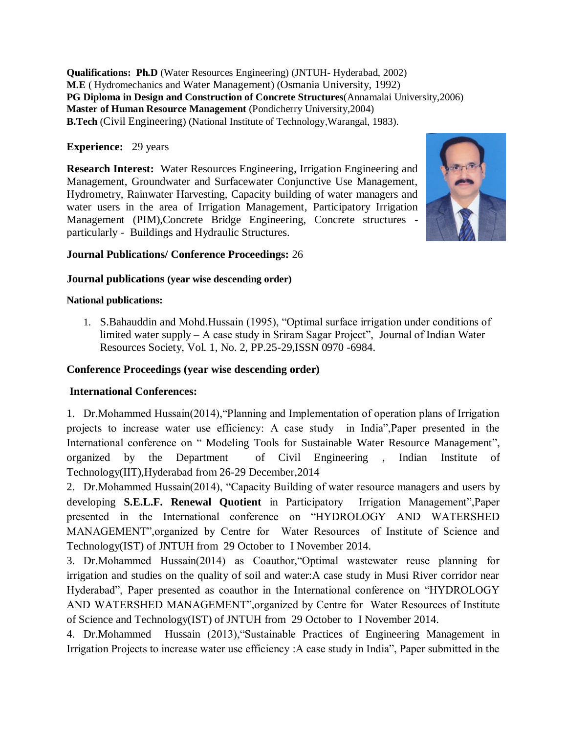**Qualifications:** **Ph.D** (Water Resources Engineering) (JNTUH- Hyderabad, 2002)
**M.E** ( Hydromechanics and Water Management) (Osmania University, 1992)
**PG Diploma in Design and Construction of Concrete Structures**(Annamalai University,2006)
**Master of Human Resource Management** (Pondicherry University,2004)
**B.Tech** (Civil Engineering) (National Institute of Technology,Warangal, 1983).

**Experience:** 29 years

**Research Interest:** Water Resources Engineering, Irrigation Engineering and Management, Groundwater and Surfacewater Conjunctive Use Management, Hydrometry, Rainwater Harvesting, Capacity building of water managers and water users in the area of Irrigation Management, Participatory Irrigation Management (PIM),Concrete Bridge Engineering, Concrete structures - particularly - Buildings and Hydraulic Structures.

**Journal Publications/ Conference Proceedings:** 26

**Journal publications (year wise descending order)**

**National publications:**

1. S.Bahauddin and Mohd.Hussain (1995), "Optimal surface irrigation under conditions of limited water supply – A case study in Sriram Sagar Project", Journal of Indian Water Resources Society, Vol. 1, No. 2, PP.25-29,ISSN 0970 -6984.

**Conference Proceedings (year wise descending order)**

**International Conferences:**

1. Dr.Mohammed Hussain(2014),"Planning and Implementation of operation plans of Irrigation projects to increase water use efficiency: A case study in India",Paper presented in the International conference on " Modeling Tools for Sustainable Water Resource Management", organized by the Department of Civil Engineering , Indian Institute of Technology(IIT),Hyderabad from 26-29 December,2014
2. Dr.Mohammed Hussain(2014), "Capacity Building of water resource managers and users by developing **S.E.L.F. Renewal Quotient** in Participatory Irrigation Management",Paper presented in the International conference on "HYDROLOGY AND WATERSHED MANAGEMENT",organized by Centre for Water Resources of Institute of Science and Technology(IST) of JNTUH from 29 October to I November 2014.
3. Dr.Mohammed Hussain(2014) as Coauthor,"Optimal wastewater reuse planning for irrigation and studies on the quality of soil and water:A case study in Musi River corridor near Hyderabad", Paper presented as coauthor in the International conference on "HYDROLOGY AND WATERSHED MANAGEMENT",organized by Centre for Water Resources of Institute of Science and Technology(IST) of JNTUH from 29 October to I November 2014.
4. Dr.Mohammed Hussain (2013),"Sustainable Practices of Engineering Management in Irrigation Projects to increase water use efficiency :A case study in India", Paper submitted in the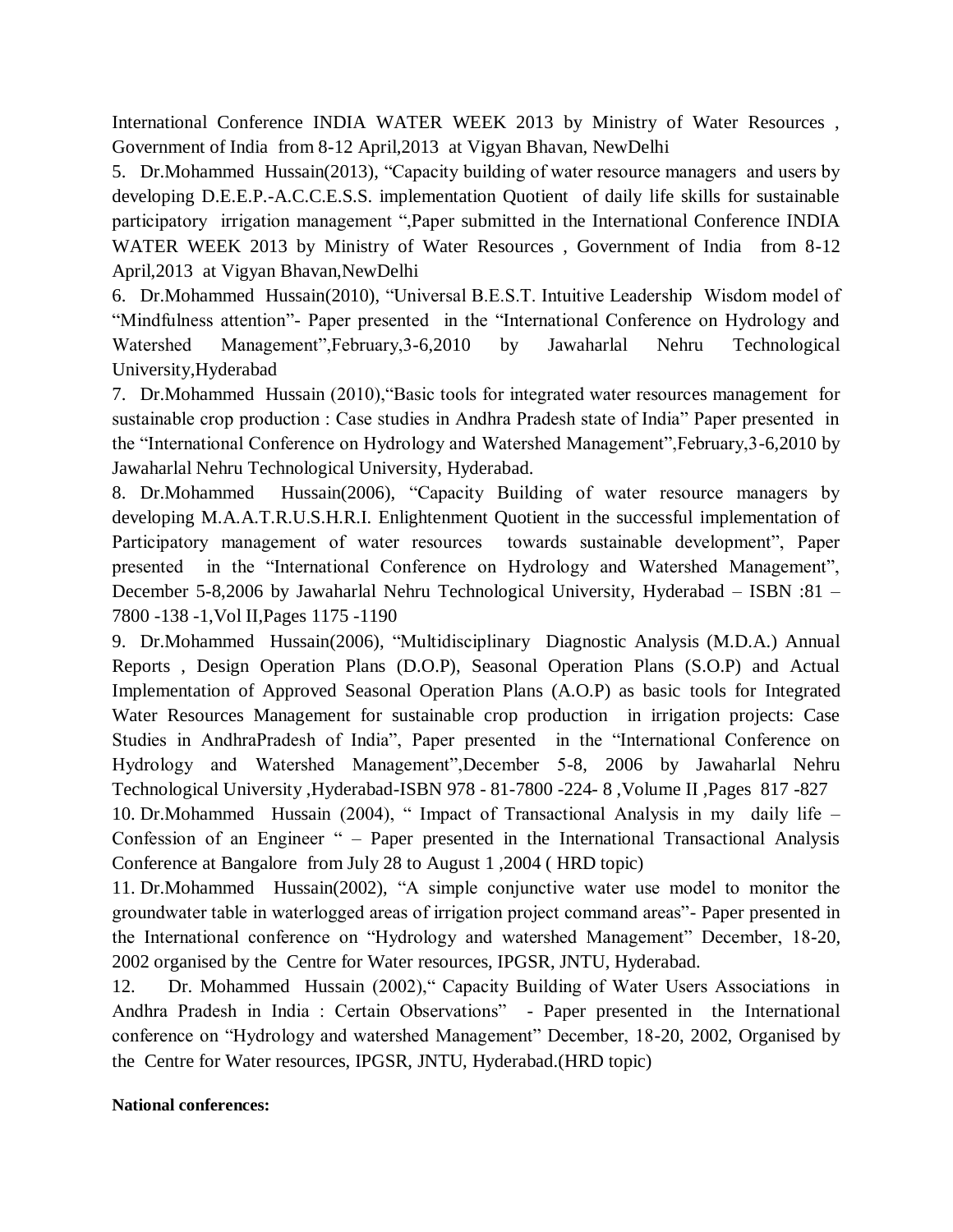International Conference INDIA WATER WEEK 2013 by Ministry of Water Resources , Government of India from 8-12 April,2013 at Vigyan Bhavan, NewDelhi

5. Dr.Mohammed Hussain(2013), "Capacity building of water resource managers and users by developing D.E.E.P.-A.C.C.E.S.S. implementation Quotient of daily life skills for sustainable participatory irrigation management ",Paper submitted in the International Conference INDIA WATER WEEK 2013 by Ministry of Water Resources , Government of India from 8-12 April,2013 at Vigyan Bhavan,NewDelhi

6. Dr.Mohammed Hussain(2010), "Universal B.E.S.T. Intuitive Leadership Wisdom model of "Mindfulness attention"- Paper presented in the "International Conference on Hydrology and Watershed Management",February,3-6,2010 by Jawaharlal Nehru Technological University,Hyderabad

7. Dr.Mohammed Hussain (2010),"Basic tools for integrated water resources management for sustainable crop production : Case studies in Andhra Pradesh state of India" Paper presented in the "International Conference on Hydrology and Watershed Management",February,3-6,2010 by Jawaharlal Nehru Technological University, Hyderabad.

8. Dr.Mohammed Hussain(2006), "Capacity Building of water resource managers by developing M.A.A.T.R.U.S.H.R.I. Enlightenment Quotient in the successful implementation of Participatory management of water resources towards sustainable development", Paper presented in the "International Conference on Hydrology and Watershed Management", December 5-8,2006 by Jawaharlal Nehru Technological University, Hyderabad – ISBN :81 – 7800 -138 -1,Vol II,Pages 1175 -1190

9. Dr.Mohammed Hussain(2006), "Multidisciplinary Diagnostic Analysis (M.D.A.) Annual Reports , Design Operation Plans (D.O.P), Seasonal Operation Plans (S.O.P) and Actual Implementation of Approved Seasonal Operation Plans (A.O.P) as basic tools for Integrated Water Resources Management for sustainable crop production in irrigation projects: Case Studies in AndhraPradesh of India", Paper presented in the "International Conference on Hydrology and Watershed Management",December 5-8, 2006 by Jawaharlal Nehru Technological University ,Hyderabad-ISBN 978 - 81-7800 -224- 8 ,Volume II ,Pages 817 -827

10. Dr.Mohammed Hussain (2004), " Impact of Transactional Analysis in my daily life – Confession of an Engineer " – Paper presented in the International Transactional Analysis Conference at Bangalore from July 28 to August 1 ,2004 ( HRD topic)

11. Dr.Mohammed Hussain(2002), "A simple conjunctive water use model to monitor the groundwater table in waterlogged areas of irrigation project command areas"- Paper presented in the International conference on "Hydrology and watershed Management" December, 18-20, 2002 organised by the Centre for Water resources, IPGSR, JNTU, Hyderabad.

12. Dr. Mohammed Hussain (2002)," Capacity Building of Water Users Associations in Andhra Pradesh in India : Certain Observations" - Paper presented in the International conference on "Hydrology and watershed Management" December, 18-20, 2002, Organised by the Centre for Water resources, IPGSR, JNTU, Hyderabad.(HRD topic)

**National conferences:**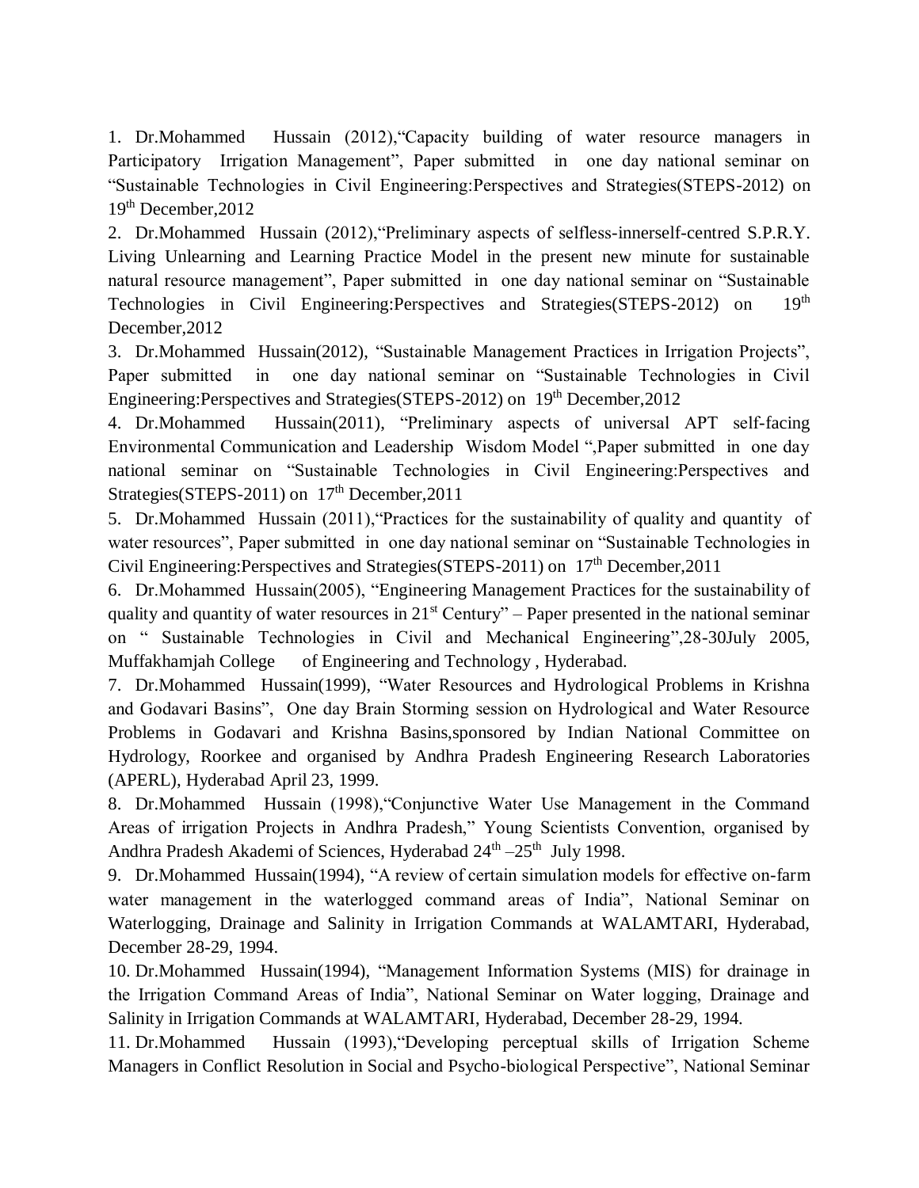1. Dr.Mohammed Hussain (2012),"Capacity building of water resource managers in Participatory Irrigation Management", Paper submitted in one day national seminar on "Sustainable Technologies in Civil Engineering:Perspectives and Strategies(STEPS-2012) on 19th December,2012
2. Dr.Mohammed Hussain (2012),"Preliminary aspects of selfless-innerself-centred S.P.R.Y. Living Unlearning and Learning Practice Model in the present new minute for sustainable natural resource management", Paper submitted in one day national seminar on "Sustainable Technologies in Civil Engineering:Perspectives and Strategies(STEPS-2012) on 19th December,2012
3. Dr.Mohammed Hussain(2012), "Sustainable Management Practices in Irrigation Projects", Paper submitted in one day national seminar on "Sustainable Technologies in Civil Engineering:Perspectives and Strategies(STEPS-2012) on 19th December,2012
4. Dr.Mohammed Hussain(2011), "Preliminary aspects of universal APT self-facing Environmental Communication and Leadership Wisdom Model ",Paper submitted in one day national seminar on "Sustainable Technologies in Civil Engineering:Perspectives and Strategies(STEPS-2011) on 17th December,2011
5. Dr.Mohammed Hussain (2011),"Practices for the sustainability of quality and quantity of water resources", Paper submitted in one day national seminar on "Sustainable Technologies in Civil Engineering:Perspectives and Strategies(STEPS-2011) on 17th December,2011
6. Dr.Mohammed Hussain(2005), "Engineering Management Practices for the sustainability of quality and quantity of water resources in 21st Century" – Paper presented in the national seminar on " Sustainable Technologies in Civil and Mechanical Engineering",28-30July 2005, Muffakhamjah College of Engineering and Technology , Hyderabad.
7. Dr.Mohammed Hussain(1999), "Water Resources and Hydrological Problems in Krishna and Godavari Basins", One day Brain Storming session on Hydrological and Water Resource Problems in Godavari and Krishna Basins,sponsored by Indian National Committee on Hydrology, Roorkee and organised by Andhra Pradesh Engineering Research Laboratories (APERL), Hyderabad April 23, 1999.
8. Dr.Mohammed Hussain (1998),"Conjunctive Water Use Management in the Command Areas of irrigation Projects in Andhra Pradesh," Young Scientists Convention, organised by Andhra Pradesh Akademi of Sciences, Hyderabad 24th –25th July 1998.
9. Dr.Mohammed Hussain(1994), "A review of certain simulation models for effective on-farm water management in the waterlogged command areas of India", National Seminar on Waterlogging, Drainage and Salinity in Irrigation Commands at WALAMTARI, Hyderabad, December 28-29, 1994.
10. Dr.Mohammed Hussain(1994), "Management Information Systems (MIS) for drainage in the Irrigation Command Areas of India", National Seminar on Water logging, Drainage and Salinity in Irrigation Commands at WALAMTARI, Hyderabad, December 28-29, 1994.
11. Dr.Mohammed Hussain (1993),"Developing perceptual skills of Irrigation Scheme Managers in Conflict Resolution in Social and Psycho-biological Perspective", National Seminar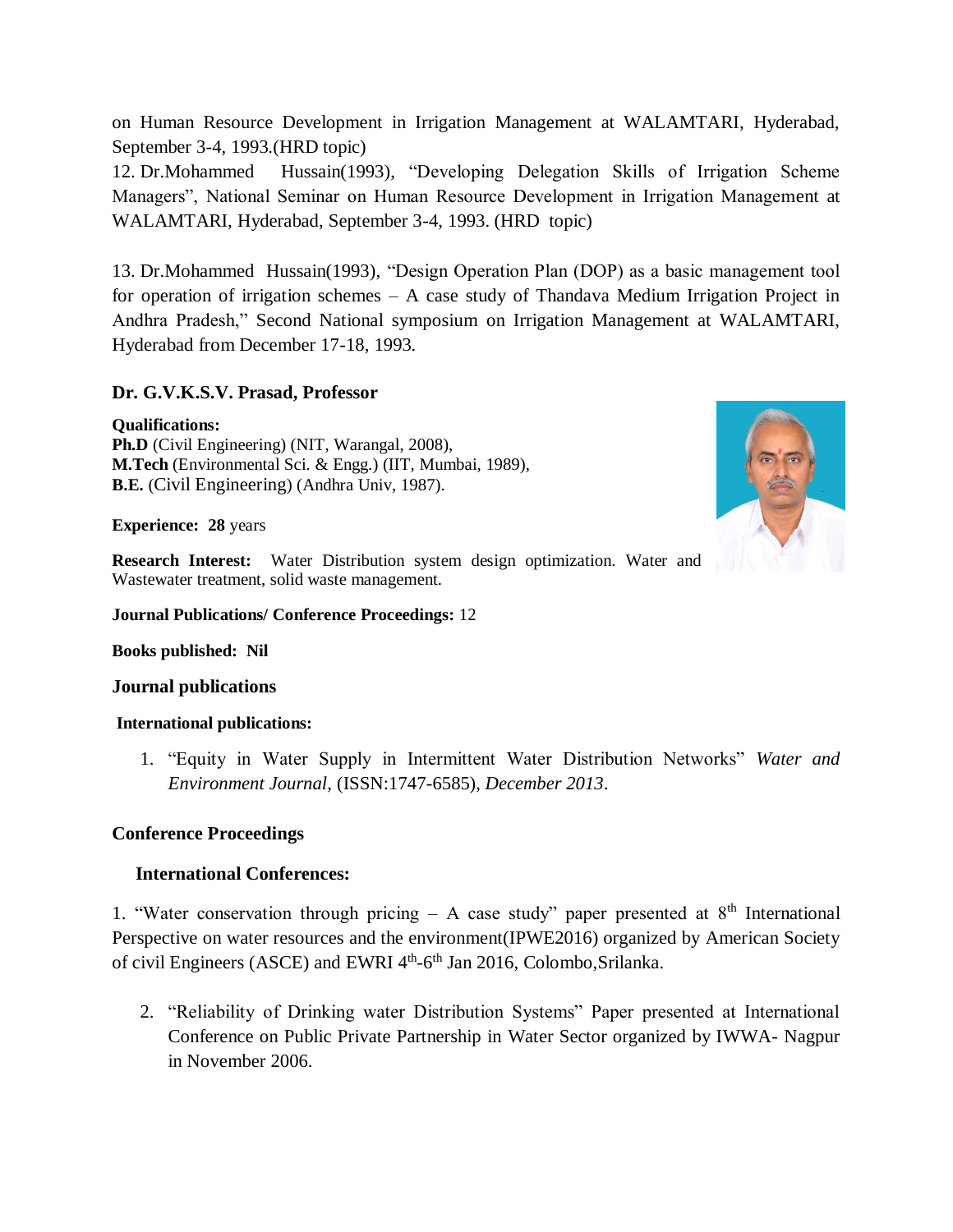on Human Resource Development in Irrigation Management at WALAMTARI, Hyderabad, September 3-4, 1993.(HRD topic)

12. Dr.Mohammed Hussain(1993), "Developing Delegation Skills of Irrigation Scheme Managers", National Seminar on Human Resource Development in Irrigation Management at WALAMTARI, Hyderabad, September 3-4, 1993. (HRD topic)

13. Dr.Mohammed Hussain(1993), "Design Operation Plan (DOP) as a basic management tool for operation of irrigation schemes – A case study of Thandava Medium Irrigation Project in Andhra Pradesh," Second National symposium on Irrigation Management at WALAMTARI, Hyderabad from December 17-18, 1993.

### Dr. G.V.K.S.V. Prasad, Professor

**Qualifications:**
**Ph.D** (Civil Engineering) (NIT, Warangal, 2008),
**M.Tech** (Environmental Sci. & Engg.) (IIT, Mumbai, 1989),
**B.E.** (Civil Engineering) (Andhra Univ, 1987).

**Experience: 28** years

**Research Interest:** Water Distribution system design optimization. Water and Wastewater treatment, solid waste management.

**Journal Publications/ Conference Proceedings:** 12

**Books published: Nil**

### Journal publications

**International publications:**

1. "Equity in Water Supply in Intermittent Water Distribution Networks" *Water and Environment Journal*, (ISSN:1747-6585), *December 2013*.

### Conference Proceedings

**International Conferences:**

1. "Water conservation through pricing – A case study" paper presented at 8th International Perspective on water resources and the environment(IPWE2016) organized by American Society of civil Engineers (ASCE) and EWRI 4th-6th Jan 2016, Colombo,Srilanka.

2. "Reliability of Drinking water Distribution Systems" Paper presented at International Conference on Public Private Partnership in Water Sector organized by IWWA- Nagpur in November 2006.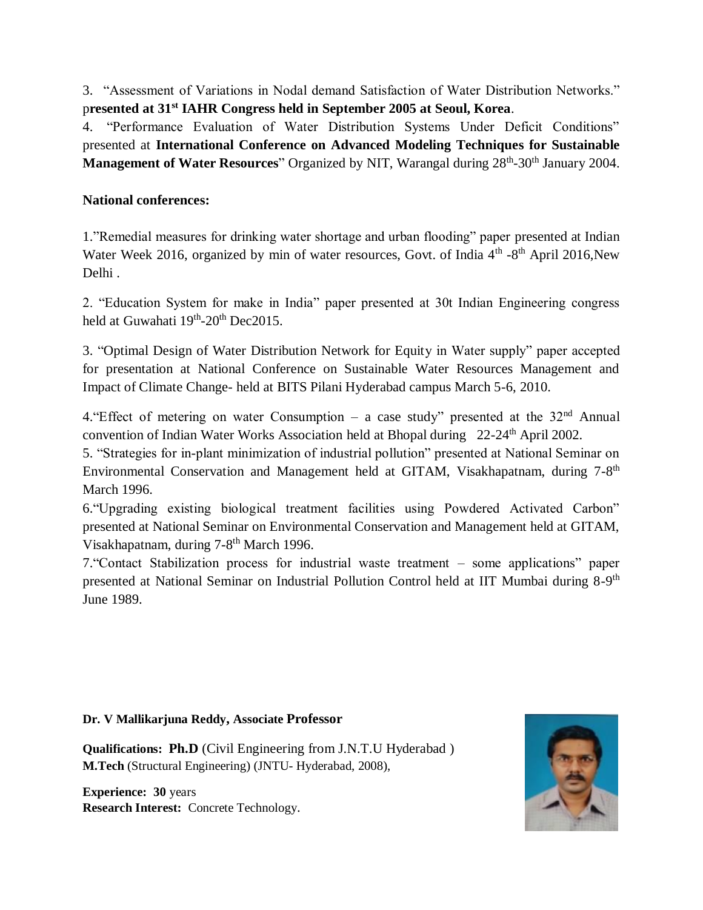3. "Assessment of Variations in Nodal demand Satisfaction of Water Distribution Networks." p**resented at 31st IAHR Congress held in September 2005 at Seoul, Korea**.

4. "Performance Evaluation of Water Distribution Systems Under Deficit Conditions" presented at **International Conference on Advanced Modeling Techniques for Sustainable Management of Water Resources**" Organized by NIT, Warangal during 28th-30th January 2004.

**National conferences:**

1."Remedial measures for drinking water shortage and urban flooding" paper presented at Indian Water Week 2016, organized by min of water resources, Govt. of India 4th -8th April 2016,New Delhi .

2. "Education System for make in India" paper presented at 30t Indian Engineering congress held at Guwahati 19th-20th Dec2015.

3. "Optimal Design of Water Distribution Network for Equity in Water supply" paper accepted for presentation at National Conference on Sustainable Water Resources Management and Impact of Climate Change- held at BITS Pilani Hyderabad campus March 5-6, 2010.

4."Effect of metering on water Consumption – a case study" presented at the 32nd Annual convention of Indian Water Works Association held at Bhopal during 22-24th April 2002.

5. "Strategies for in-plant minimization of industrial pollution" presented at National Seminar on Environmental Conservation and Management held at GITAM, Visakhapatnam, during 7-8th March 1996.

6."Upgrading existing biological treatment facilities using Powdered Activated Carbon" presented at National Seminar on Environmental Conservation and Management held at GITAM, Visakhapatnam, during 7-8th March 1996.

7."Contact Stabilization process for industrial waste treatment – some applications" paper presented at National Seminar on Industrial Pollution Control held at IIT Mumbai during 8-9th June 1989.

**Dr. V Mallikarjuna Reddy, Associate Professor**

**Qualifications: Ph.D** (Civil Engineering from J.N.T.U Hyderabad )
**M.Tech** (Structural Engineering) (JNTU- Hyderabad, 2008),

**Experience: 30** years
**Research Interest:** Concrete Technology.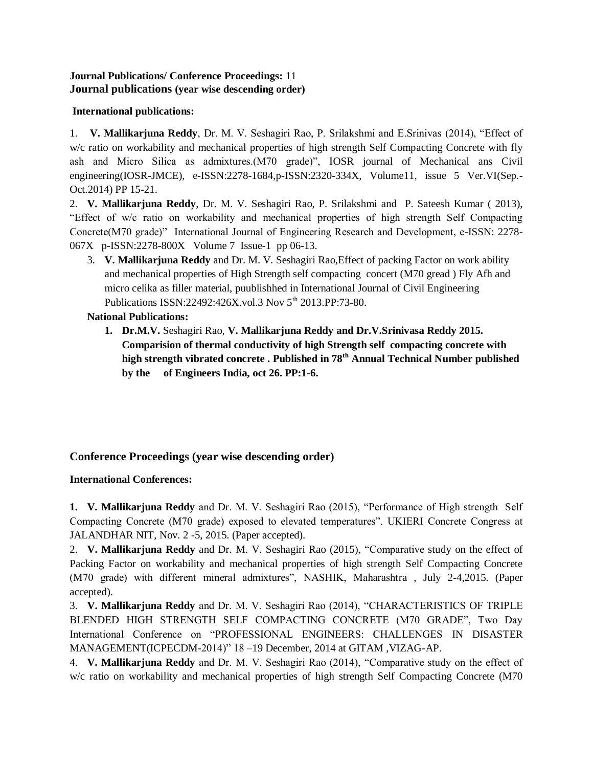**Journal Publications/ Conference Proceedings:** 11

**Journal publications (year wise descending order)**

**International publications:**

1. **V. Mallikarjuna Reddy**, Dr. M. V. Seshagiri Rao, P. Srilakshmi and E.Srinivas (2014), "Effect of w/c ratio on workability and mechanical properties of high strength Self Compacting Concrete with fly ash and Micro Silica as admixtures.(M70 grade)", IOSR journal of Mechanical ans Civil engineering(IOSR-JMCE), e-ISSN:2278-1684,p-ISSN:2320-334X, Volume11, issue 5 Ver.VI(Sep.-Oct.2014) PP 15-21.
2. **V. Mallikarjuna Reddy**, Dr. M. V. Seshagiri Rao, P. Srilakshmi and P. Sateesh Kumar ( 2013), "Effect of w/c ratio on workability and mechanical properties of high strength Self Compacting Concrete(M70 grade)" International Journal of Engineering Research and Development, e-ISSN: 2278-067X p-ISSN:2278-800X Volume 7 Issue-1 pp 06-13.
3. **V. Mallikarjuna Reddy** and Dr. M. V. Seshagiri Rao,Effect of packing Factor on work ability and mechanical properties of High Strength self compacting concert (M70 gread ) Fly Afh and micro celika as filler material, puublishhed in International Journal of Civil Engineering Publications ISSN:22492:426X.vol.3 Nov 5th 2013.PP:73-80.

**National Publications:**

1. **Dr.M.V.** Seshagiri Rao, **V. Mallikarjuna Reddy and Dr.V.Srinivasa Reddy 2015. Comparision of thermal conductivity of high Strength self compacting concrete with high strength vibrated concrete . Published in 78th Annual Technical Number published by the of Engineers India, oct 26. PP:1-6.**

### Conference Proceedings (year wise descending order)

**International Conferences:**

1. **V. Mallikarjuna Reddy** and Dr. M. V. Seshagiri Rao (2015), "Performance of High strength Self Compacting Concrete (M70 grade) exposed to elevated temperatures". UKIERI Concrete Congress at JALANDHAR NIT, Nov. 2 -5, 2015. (Paper accepted).
2. **V. Mallikarjuna Reddy** and Dr. M. V. Seshagiri Rao (2015), "Comparative study on the effect of Packing Factor on workability and mechanical properties of high strength Self Compacting Concrete (M70 grade) with different mineral admixtures", NASHIK, Maharashtra , July 2-4,2015. (Paper accepted).
3. **V. Mallikarjuna Reddy** and Dr. M. V. Seshagiri Rao (2014), "CHARACTERISTICS OF TRIPLE BLENDED HIGH STRENGTH SELF COMPACTING CONCRETE (M70 GRADE", Two Day International Conference on "PROFESSIONAL ENGINEERS: CHALLENGES IN DISASTER MANAGEMENT(ICPECDM-2014)" 18 –19 December, 2014 at GITAM ,VIZAG-AP.
4. **V. Mallikarjuna Reddy** and Dr. M. V. Seshagiri Rao (2014), "Comparative study on the effect of w/c ratio on workability and mechanical properties of high strength Self Compacting Concrete (M70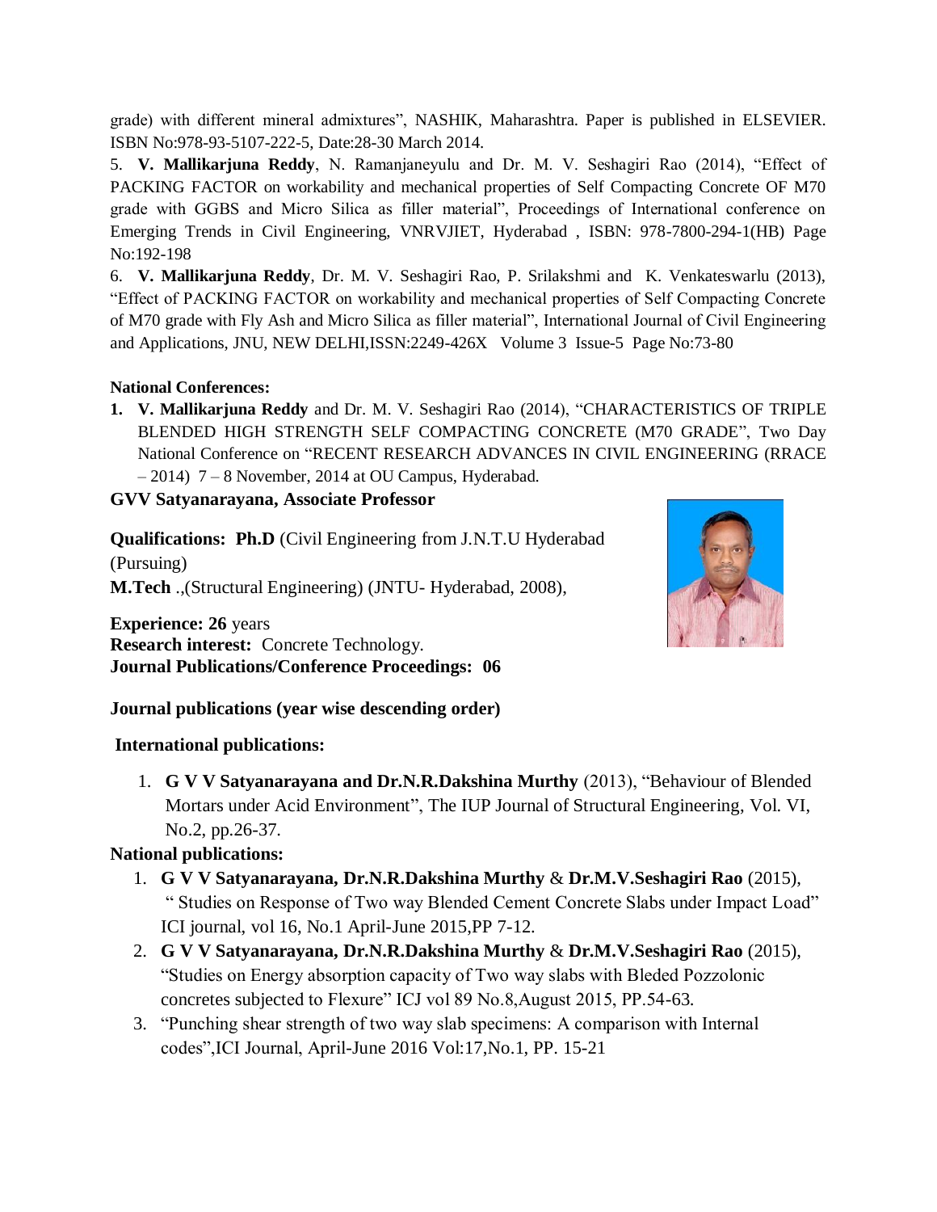grade) with different mineral admixtures", NASHIK, Maharashtra. Paper is published in ELSEVIER. ISBN No:978-93-5107-222-5, Date:28-30 March 2014.

5. **V. Mallikarjuna Reddy**, N. Ramanjaneyulu and Dr. M. V. Seshagiri Rao (2014), "Effect of PACKING FACTOR on workability and mechanical properties of Self Compacting Concrete OF M70 grade with GGBS and Micro Silica as filler material", Proceedings of International conference on Emerging Trends in Civil Engineering, VNRVJIET, Hyderabad , ISBN: 978-7800-294-1(HB) Page No:192-198

6. **V. Mallikarjuna Reddy**, Dr. M. V. Seshagiri Rao, P. Srilakshmi and K. Venkateswarlu (2013), "Effect of PACKING FACTOR on workability and mechanical properties of Self Compacting Concrete of M70 grade with Fly Ash and Micro Silica as filler material", International Journal of Civil Engineering and Applications, JNU, NEW DELHI,ISSN:2249-426X Volume 3 Issue-5 Page No:73-80

**National Conferences:**

1. **V. Mallikarjuna Reddy** and Dr. M. V. Seshagiri Rao (2014), "CHARACTERISTICS OF TRIPLE BLENDED HIGH STRENGTH SELF COMPACTING CONCRETE (M70 GRADE", Two Day National Conference on "RECENT RESEARCH ADVANCES IN CIVIL ENGINEERING (RRACE – 2014) 7 – 8 November, 2014 at OU Campus, Hyderabad.

**GVV Satyanarayana, Associate Professor**

**Qualifications: Ph.D** (Civil Engineering from J.N.T.U Hyderabad (Pursuing)
**M.Tech** .,(Structural Engineering) (JNTU- Hyderabad, 2008),

**Experience: 26** years
**Research interest:** Concrete Technology.
**Journal Publications/Conference Proceedings: 06**

**Journal publications (year wise descending order)**

**International publications:**

1. **G V V Satyanarayana and Dr.N.R.Dakshina Murthy** (2013), "Behaviour of Blended Mortars under Acid Environment", The IUP Journal of Structural Engineering, Vol. VI, No.2, pp.26-37.

**National publications:**

1. **G V V Satyanarayana, Dr.N.R.Dakshina Murthy** & **Dr.M.V.Seshagiri Rao** (2015), " Studies on Response of Two way Blended Cement Concrete Slabs under Impact Load" ICI journal, vol 16, No.1 April-June 2015,PP 7-12.
2. **G V V Satyanarayana, Dr.N.R.Dakshina Murthy** & **Dr.M.V.Seshagiri Rao** (2015), "Studies on Energy absorption capacity of Two way slabs with Bleded Pozzolonic concretes subjected to Flexure" ICJ vol 89 No.8,August 2015, PP.54-63.
3. "Punching shear strength of two way slab specimens: A comparison with Internal codes",ICI Journal, April-June 2016 Vol:17,No.1, PP. 15-21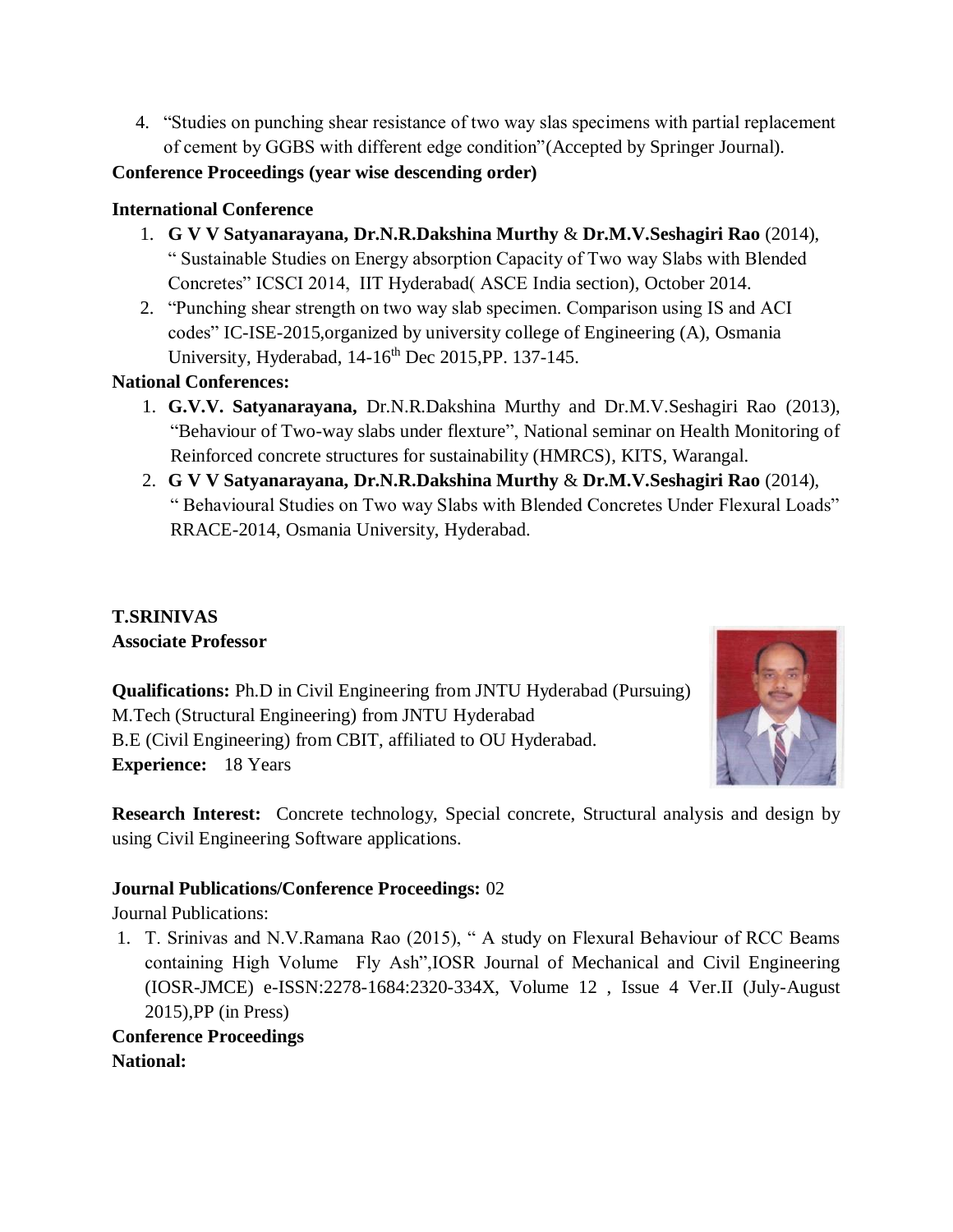4. "Studies on punching shear resistance of two way slas specimens with partial replacement of cement by GGBS with different edge condition"(Accepted by Springer Journal).

**Conference Proceedings (year wise descending order)**

**International Conference**

1. **G V V Satyanarayana, Dr.N.R.Dakshina Murthy** & **Dr.M.V.Seshagiri Rao** (2014), " Sustainable Studies on Energy absorption Capacity of Two way Slabs with Blended Concretes" ICSCI 2014, IIT Hyderabad( ASCE India section), October 2014.
2. "Punching shear strength on two way slab specimen. Comparison using IS and ACI codes" IC-ISE-2015,organized by university college of Engineering (A), Osmania University, Hyderabad, 14-16th Dec 2015,PP. 137-145.

**National Conferences:**

1. **G.V.V. Satyanarayana,** Dr.N.R.Dakshina Murthy and Dr.M.V.Seshagiri Rao (2013), "Behaviour of Two-way slabs under flexture", National seminar on Health Monitoring of Reinforced concrete structures for sustainability (HMRCS), KITS, Warangal.
2. **G V V Satyanarayana, Dr.N.R.Dakshina Murthy** & **Dr.M.V.Seshagiri Rao** (2014), " Behavioural Studies on Two way Slabs with Blended Concretes Under Flexural Loads" RRACE-2014, Osmania University, Hyderabad.

**T.SRINIVAS**
**Associate Professor**

**Qualifications:** Ph.D in Civil Engineering from JNTU Hyderabad (Pursuing)
M.Tech (Structural Engineering) from JNTU Hyderabad
B.E (Civil Engineering) from CBIT, affiliated to OU Hyderabad.
**Experience:** 18 Years

**Research Interest:** Concrete technology, Special concrete, Structural analysis and design by using Civil Engineering Software applications.

**Journal Publications/Conference Proceedings:** 02

Journal Publications:

1. T. Srinivas and N.V.Ramana Rao (2015), " A study on Flexural Behaviour of RCC Beams containing High Volume Fly Ash",IOSR Journal of Mechanical and Civil Engineering (IOSR-JMCE) e-ISSN:2278-1684:2320-334X, Volume 12 , Issue 4 Ver.II (July-August 2015),PP (in Press)

**Conference Proceedings**

**National:**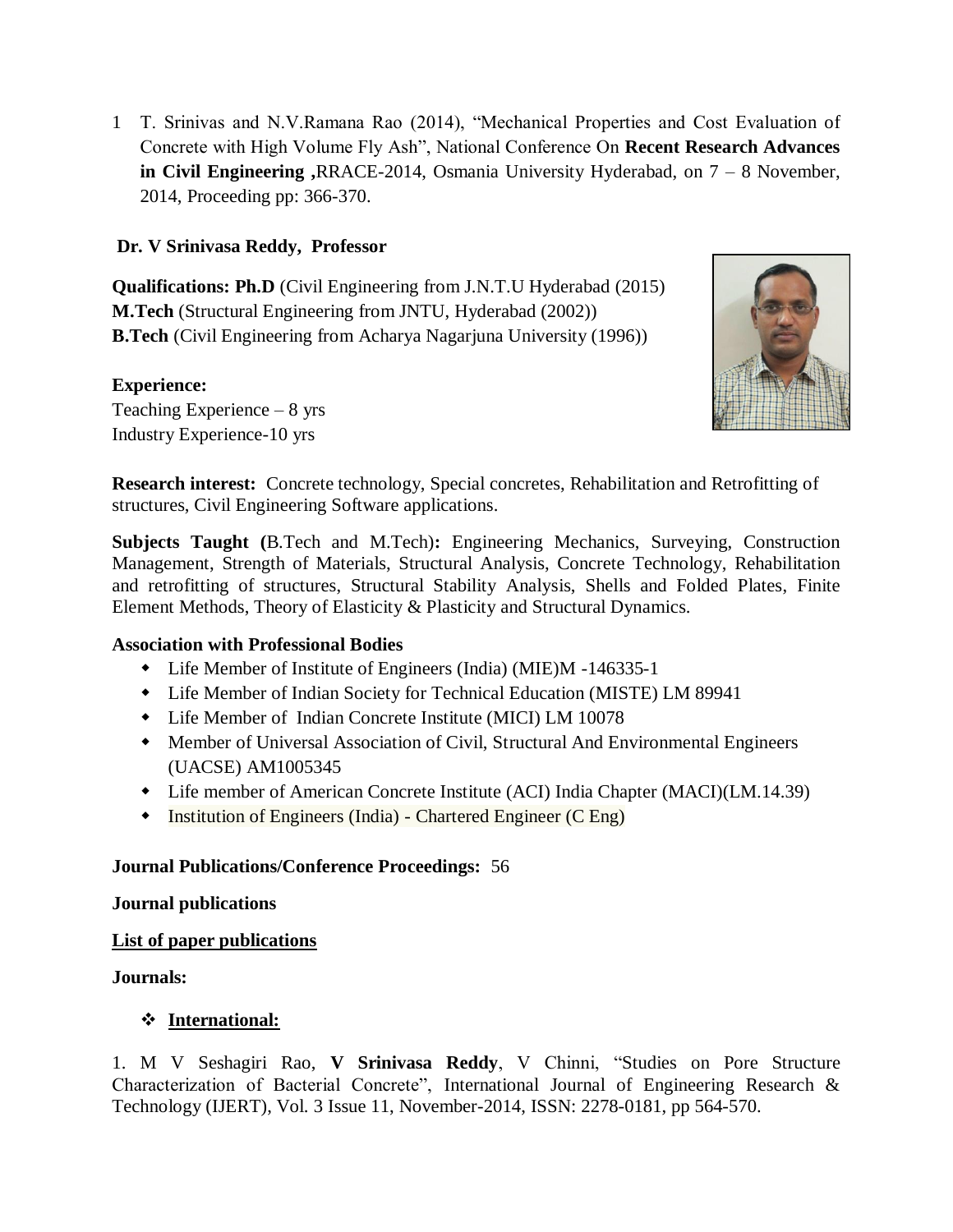1 T. Srinivas and N.V.Ramana Rao (2014), "Mechanical Properties and Cost Evaluation of Concrete with High Volume Fly Ash", National Conference On **Recent Research Advances in Civil Engineering** **,**RRACE-2014, Osmania University Hyderabad, on 7 – 8 November, 2014, Proceeding pp: 366-370.

**Dr. V Srinivasa Reddy, Professor**

**Qualifications: Ph.D** (Civil Engineering from J.N.T.U Hyderabad (2015)
**M.Tech** (Structural Engineering from JNTU, Hyderabad (2002))
**B.Tech** (Civil Engineering from Acharya Nagarjuna University (1996))

**Experience:**
Teaching Experience – 8 yrs
Industry Experience-10 yrs

**Research interest:** Concrete technology, Special concretes, Rehabilitation and Retrofitting of structures, Civil Engineering Software applications.

**Subjects Taught (**B.Tech and M.Tech)**:** Engineering Mechanics, Surveying, Construction Management, Strength of Materials, Structural Analysis, Concrete Technology, Rehabilitation and retrofitting of structures, Structural Stability Analysis, Shells and Folded Plates, Finite Element Methods, Theory of Elasticity & Plasticity and Structural Dynamics.

**Association with Professional Bodies**

- Life Member of Institute of Engineers (India) (MIE)M -146335-1
- Life Member of Indian Society for Technical Education (MISTE) LM 89941
- Life Member of Indian Concrete Institute (MICI) LM 10078
- Member of Universal Association of Civil, Structural And Environmental Engineers (UACSE) AM1005345
- Life member of American Concrete Institute (ACI) India Chapter (MACI)(LM.14.39)
- Institution of Engineers (India) - Chartered Engineer (C Eng)

**Journal Publications/Conference Proceedings:** 56

**Journal publications**

**List of paper publications**

**Journals:**

- **International:**

1. M V Seshagiri Rao, **V Srinivasa Reddy**, V Chinni, "Studies on Pore Structure Characterization of Bacterial Concrete", International Journal of Engineering Research & Technology (IJERT), Vol. 3 Issue 11, November-2014, ISSN: 2278-0181, pp 564-570.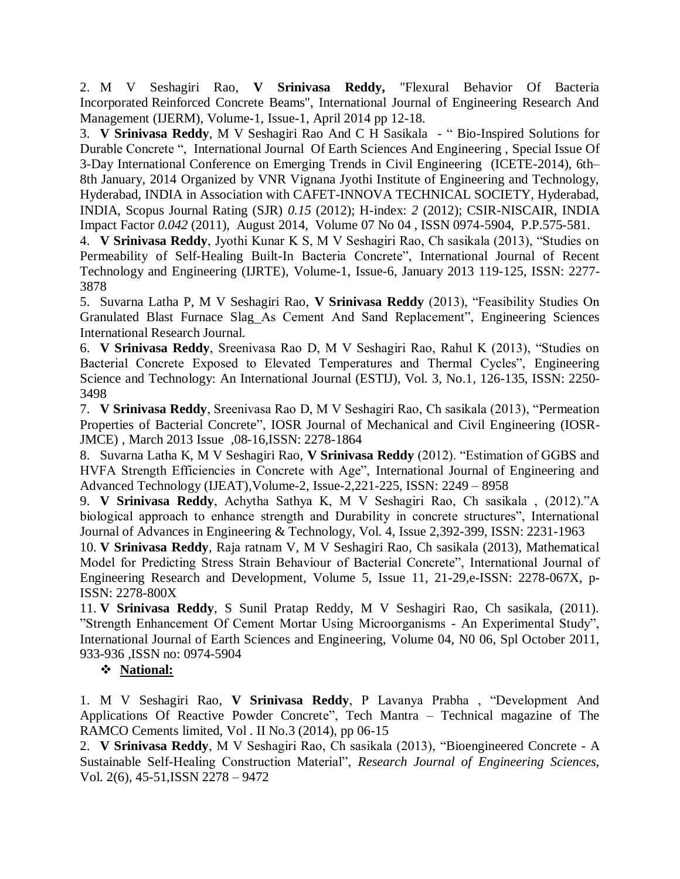2. M V Seshagiri Rao, **V Srinivasa Reddy,** "Flexural Behavior Of Bacteria Incorporated Reinforced Concrete Beams", International Journal of Engineering Research And Management (IJERM), Volume-1, Issue-1, April 2014 pp 12-18.

3. **V Srinivasa Reddy**, M V Seshagiri Rao And C H Sasikala - " Bio-Inspired Solutions for Durable Concrete ", International Journal Of Earth Sciences And Engineering , Special Issue Of 3-Day International Conference on Emerging Trends in Civil Engineering (ICETE-2014), 6th–8th January, 2014 Organized by VNR Vignana Jyothi Institute of Engineering and Technology, Hyderabad, INDIA in Association with CAFET-INNOVA TECHNICAL SOCIETY, Hyderabad, INDIA, Scopus Journal Rating (SJR) *0.15* (2012); H-index: *2* (2012); CSIR-NISCAIR, INDIA Impact Factor *0.042* (2011), August 2014, Volume 07 No 04 , ISSN 0974-5904, P.P.575-581.

4. **V Srinivasa Reddy**, Jyothi Kunar K S, M V Seshagiri Rao, Ch sasikala (2013), "Studies on Permeability of Self-Healing Built-In Bacteria Concrete", International Journal of Recent Technology and Engineering (IJRTE), Volume-1, Issue-6, January 2013 119-125, ISSN: 2277-3878

5. Suvarna Latha P, M V Seshagiri Rao, **V Srinivasa Reddy** (2013), "Feasibility Studies On Granulated Blast Furnace Slag_As Cement And Sand Replacement", Engineering Sciences International Research Journal.

6. **V Srinivasa Reddy**, Sreenivasa Rao D, M V Seshagiri Rao, Rahul K (2013), "Studies on Bacterial Concrete Exposed to Elevated Temperatures and Thermal Cycles", Engineering Science and Technology: An International Journal (ESTIJ), Vol. 3, No.1, 126-135, ISSN: 2250-3498

7. **V Srinivasa Reddy**, Sreenivasa Rao D, M V Seshagiri Rao, Ch sasikala (2013), "Permeation Properties of Bacterial Concrete", IOSR Journal of Mechanical and Civil Engineering (IOSR-JMCE) , March 2013 Issue ,08-16,ISSN: 2278-1864

8. Suvarna Latha K, M V Seshagiri Rao, **V Srinivasa Reddy** (2012). "Estimation of GGBS and HVFA Strength Efficiencies in Concrete with Age", International Journal of Engineering and Advanced Technology (IJEAT),Volume-2, Issue-2,221-225, ISSN: 2249 – 8958

9. **V Srinivasa Reddy**, Achytha Sathya K, M V Seshagiri Rao, Ch sasikala , (2012)."A biological approach to enhance strength and Durability in concrete structures", International Journal of Advances in Engineering & Technology, Vol. 4, Issue 2,392-399, ISSN: 2231-1963

10. **V Srinivasa Reddy**, Raja ratnam V, M V Seshagiri Rao, Ch sasikala (2013), Mathematical Model for Predicting Stress Strain Behaviour of Bacterial Concrete", International Journal of Engineering Research and Development, Volume 5, Issue 11, 21-29,e-ISSN: 2278-067X, p-ISSN: 2278-800X

11. **V Srinivasa Reddy**, S Sunil Pratap Reddy, M V Seshagiri Rao, Ch sasikala, (2011). "Strength Enhancement Of Cement Mortar Using Microorganisms - An Experimental Study", International Journal of Earth Sciences and Engineering, Volume 04, N0 06, Spl October 2011, 933-936 ,ISSN no: 0974-5904

❖ **National:**

1. M V Seshagiri Rao, **V Srinivasa Reddy**, P Lavanya Prabha , "Development And Applications Of Reactive Powder Concrete", Tech Mantra – Technical magazine of The RAMCO Cements limited, Vol . II No.3 (2014), pp 06-15

2. **V Srinivasa Reddy**, M V Seshagiri Rao, Ch sasikala (2013), "Bioengineered Concrete - A Sustainable Self-Healing Construction Material", *Research Journal of Engineering Sciences*, Vol. 2(6), 45-51,ISSN 2278 – 9472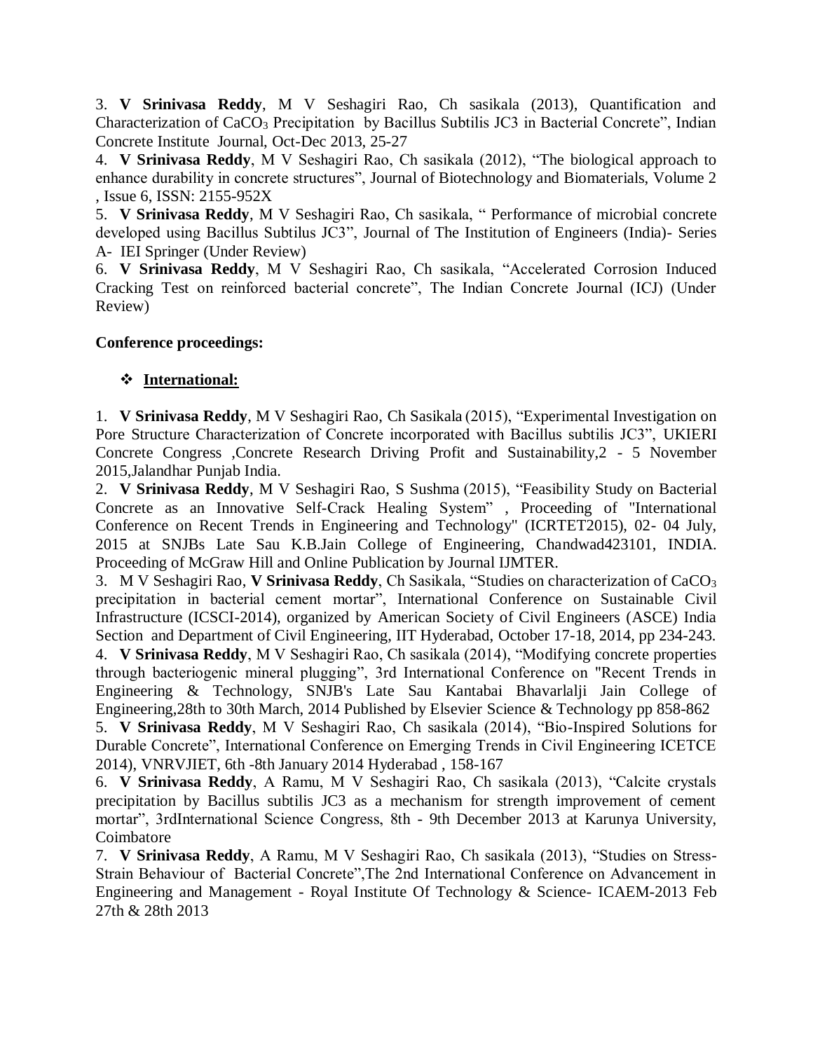3. **V Srinivasa Reddy**, M V Seshagiri Rao, Ch sasikala (2013), Quantification and Characterization of $CaCO_3$ Precipitation by Bacillus Subtilis JC3 in Bacterial Concrete", Indian Concrete Institute Journal, Oct-Dec 2013, 25-27

4. **V Srinivasa Reddy**, M V Seshagiri Rao, Ch sasikala (2012), "The biological approach to enhance durability in concrete structures", Journal of Biotechnology and Biomaterials, Volume 2 , Issue 6, ISSN: 2155-952X

5. **V Srinivasa Reddy**, M V Seshagiri Rao, Ch sasikala, " Performance of microbial concrete developed using Bacillus Subtilus JC3", Journal of The Institution of Engineers (India)- Series A- IEI Springer (Under Review)

6. **V Srinivasa Reddy**, M V Seshagiri Rao, Ch sasikala, "Accelerated Corrosion Induced Cracking Test on reinforced bacterial concrete", The Indian Concrete Journal (ICJ) (Under Review)

**Conference proceedings:**

- **International:**

1. **V Srinivasa Reddy**, M V Seshagiri Rao, Ch Sasikala (2015), "Experimental Investigation on Pore Structure Characterization of Concrete incorporated with Bacillus subtilis JC3", UKIERI Concrete Congress ,Concrete Research Driving Profit and Sustainability,2 - 5 November 2015,Jalandhar Punjab India.

2. **V Srinivasa Reddy**, M V Seshagiri Rao, S Sushma (2015), "Feasibility Study on Bacterial Concrete as an Innovative Self-Crack Healing System" , Proceeding of "International Conference on Recent Trends in Engineering and Technology" (ICRTET2015), 02- 04 July, 2015 at SNJBs Late Sau K.B.Jain College of Engineering, Chandwad423101, INDIA. Proceeding of McGraw Hill and Online Publication by Journal IJMTER.

3. M V Seshagiri Rao, **V Srinivasa Reddy**, Ch Sasikala, "Studies on characterization of $CaCO_3$ precipitation in bacterial cement mortar", International Conference on Sustainable Civil Infrastructure (ICSCI-2014), organized by American Society of Civil Engineers (ASCE) India Section and Department of Civil Engineering, IIT Hyderabad, October 17-18, 2014, pp 234-243.

4. **V Srinivasa Reddy**, M V Seshagiri Rao, Ch sasikala (2014), "Modifying concrete properties through bacteriogenic mineral plugging", 3rd International Conference on "Recent Trends in Engineering & Technology, SNJB's Late Sau Kantabai Bhavarlalji Jain College of Engineering,28th to 30th March, 2014 Published by Elsevier Science & Technology pp 858-862

5. **V Srinivasa Reddy**, M V Seshagiri Rao, Ch sasikala (2014), "Bio-Inspired Solutions for Durable Concrete", International Conference on Emerging Trends in Civil Engineering ICETCE 2014), VNRVJIET, 6th -8th January 2014 Hyderabad , 158-167

6. **V Srinivasa Reddy**, A Ramu, M V Seshagiri Rao, Ch sasikala (2013), "Calcite crystals precipitation by Bacillus subtilis JC3 as a mechanism for strength improvement of cement mortar", 3rdInternational Science Congress, 8th - 9th December 2013 at Karunya University, Coimbatore

7. **V Srinivasa Reddy**, A Ramu, M V Seshagiri Rao, Ch sasikala (2013), "Studies on Stress-Strain Behaviour of Bacterial Concrete",The 2nd International Conference on Advancement in Engineering and Management - Royal Institute Of Technology & Science- ICAEM-2013 Feb 27th & 28th 2013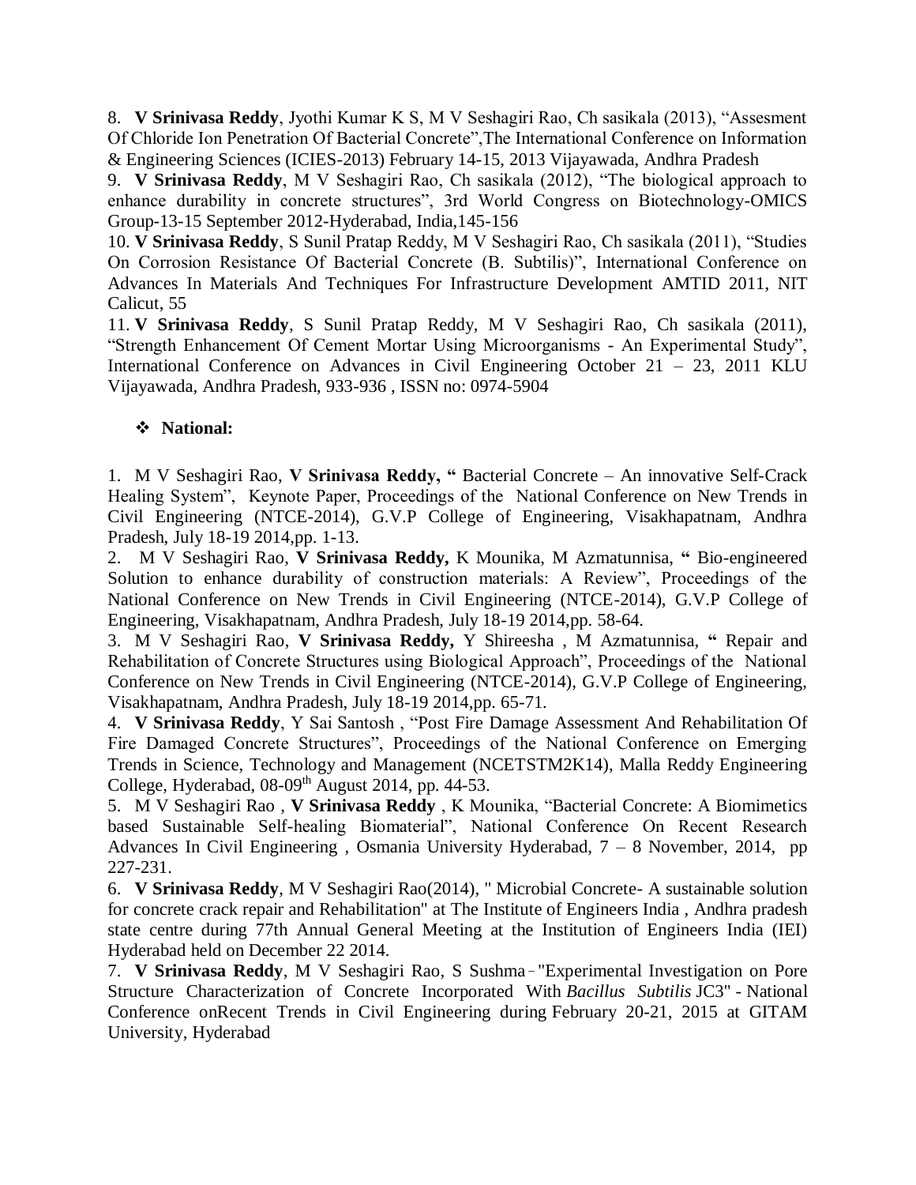8. **V Srinivasa Reddy**, Jyothi Kumar K S, M V Seshagiri Rao, Ch sasikala (2013), "Assesment Of Chloride Ion Penetration Of Bacterial Concrete",The International Conference on Information & Engineering Sciences (ICIES-2013) February 14-15, 2013 Vijayawada, Andhra Pradesh

9. **V Srinivasa Reddy**, M V Seshagiri Rao, Ch sasikala (2012), "The biological approach to enhance durability in concrete structures", 3rd World Congress on Biotechnology-OMICS Group-13-15 September 2012-Hyderabad, India,145-156

10. **V Srinivasa Reddy**, S Sunil Pratap Reddy, M V Seshagiri Rao, Ch sasikala (2011), "Studies On Corrosion Resistance Of Bacterial Concrete (B. Subtilis)", International Conference on Advances In Materials And Techniques For Infrastructure Development AMTID 2011, NIT Calicut, 55

11. **V Srinivasa Reddy**, S Sunil Pratap Reddy, M V Seshagiri Rao, Ch sasikala (2011), "Strength Enhancement Of Cement Mortar Using Microorganisms - An Experimental Study", International Conference on Advances in Civil Engineering October 21 – 23, 2011 KLU Vijayawada, Andhra Pradesh, 933-936 , ISSN no: 0974-5904

- **National:**

1. M V Seshagiri Rao, **V Srinivasa Reddy, "** Bacterial Concrete – An innovative Self-Crack Healing System", Keynote Paper, Proceedings of the National Conference on New Trends in Civil Engineering (NTCE-2014), G.V.P College of Engineering, Visakhapatnam, Andhra Pradesh, July 18-19 2014,pp. 1-13.

2. M V Seshagiri Rao, **V Srinivasa Reddy,** K Mounika, M Azmatunnisa, **"** Bio-engineered Solution to enhance durability of construction materials: A Review", Proceedings of the National Conference on New Trends in Civil Engineering (NTCE-2014), G.V.P College of Engineering, Visakhapatnam, Andhra Pradesh, July 18-19 2014,pp. 58-64.

3. M V Seshagiri Rao, **V Srinivasa Reddy,** Y Shireesha , M Azmatunnisa, **"** Repair and Rehabilitation of Concrete Structures using Biological Approach", Proceedings of the National Conference on New Trends in Civil Engineering (NTCE-2014), G.V.P College of Engineering, Visakhapatnam, Andhra Pradesh, July 18-19 2014,pp. 65-71.

4. **V Srinivasa Reddy**, Y Sai Santosh , "Post Fire Damage Assessment And Rehabilitation Of Fire Damaged Concrete Structures", Proceedings of the National Conference on Emerging Trends in Science, Technology and Management (NCETSTM2K14), Malla Reddy Engineering College, Hyderabad, 08-09th August 2014, pp. 44-53.

5. M V Seshagiri Rao , **V Srinivasa Reddy** , K Mounika, "Bacterial Concrete: A Biomimetics based Sustainable Self-healing Biomaterial", National Conference On Recent Research Advances In Civil Engineering , Osmania University Hyderabad, 7 – 8 November, 2014, pp 227-231.

6. **V Srinivasa Reddy**, M V Seshagiri Rao(2014), " Microbial Concrete- A sustainable solution for concrete crack repair and Rehabilitation" at The Institute of Engineers India , Andhra pradesh state centre during 77th Annual General Meeting at the Institution of Engineers India (IEI) Hyderabad held on December 22 2014.

7. **V Srinivasa Reddy**, M V Seshagiri Rao, S Sushma - "Experimental Investigation on Pore Structure Characterization of Concrete Incorporated With *Bacillus Subtilis* JC3" - National Conference onRecent Trends in Civil Engineering during February 20-21, 2015 at GITAM University, Hyderabad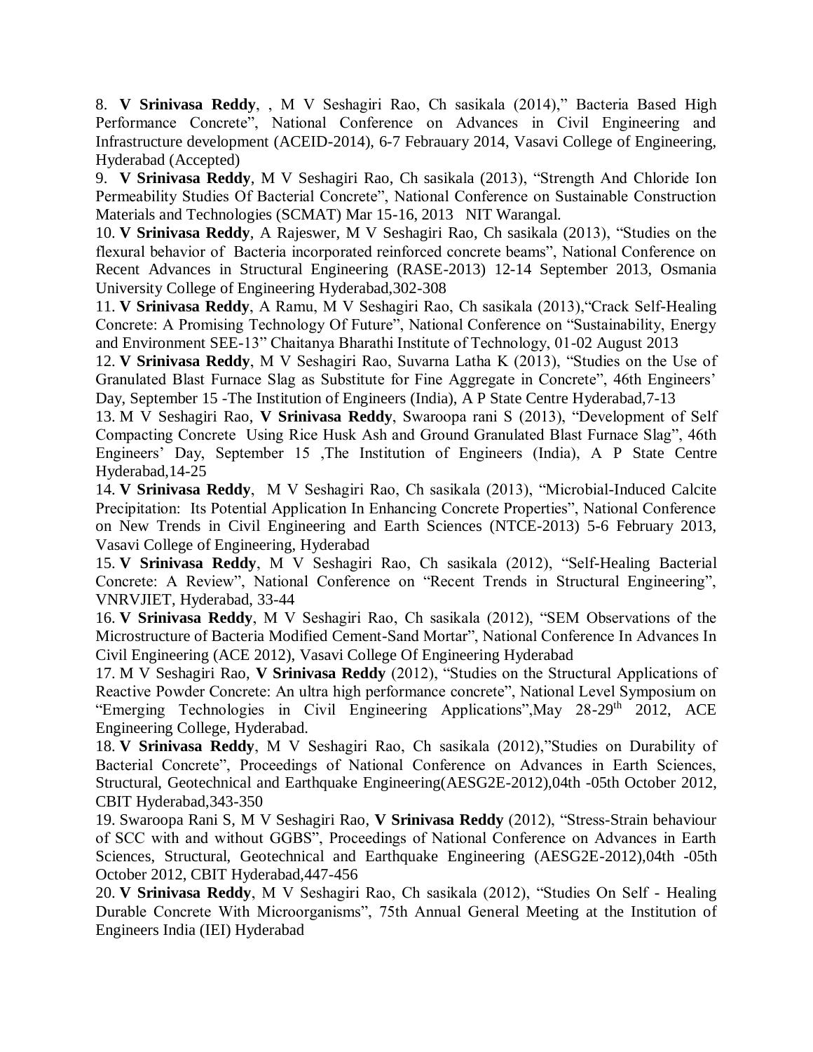8. **V Srinivasa Reddy**, , M V Seshagiri Rao, Ch sasikala (2014)," Bacteria Based High Performance Concrete", National Conference on Advances in Civil Engineering and Infrastructure development (ACEID-2014), 6-7 Febrauary 2014, Vasavi College of Engineering, Hyderabad (Accepted)

9. **V Srinivasa Reddy**, M V Seshagiri Rao, Ch sasikala (2013), "Strength And Chloride Ion Permeability Studies Of Bacterial Concrete", National Conference on Sustainable Construction Materials and Technologies (SCMAT) Mar 15-16, 2013 NIT Warangal.

10. **V Srinivasa Reddy**, A Rajeswer, M V Seshagiri Rao, Ch sasikala (2013), "Studies on the flexural behavior of Bacteria incorporated reinforced concrete beams", National Conference on Recent Advances in Structural Engineering (RASE-2013) 12-14 September 2013, Osmania University College of Engineering Hyderabad,302-308

11. **V Srinivasa Reddy**, A Ramu, M V Seshagiri Rao, Ch sasikala (2013),"Crack Self-Healing Concrete: A Promising Technology Of Future", National Conference on "Sustainability, Energy and Environment SEE-13" Chaitanya Bharathi Institute of Technology, 01-02 August 2013

12. **V Srinivasa Reddy**, M V Seshagiri Rao, Suvarna Latha K (2013), "Studies on the Use of Granulated Blast Furnace Slag as Substitute for Fine Aggregate in Concrete", 46th Engineers' Day, September 15 -The Institution of Engineers (India), A P State Centre Hyderabad,7-13

13. M V Seshagiri Rao, **V Srinivasa Reddy**, Swaroopa rani S (2013), "Development of Self Compacting Concrete Using Rice Husk Ash and Ground Granulated Blast Furnace Slag", 46th Engineers' Day, September 15 ,The Institution of Engineers (India), A P State Centre Hyderabad,14-25

14. **V Srinivasa Reddy**, M V Seshagiri Rao, Ch sasikala (2013), "Microbial-Induced Calcite Precipitation: Its Potential Application In Enhancing Concrete Properties", National Conference on New Trends in Civil Engineering and Earth Sciences (NTCE-2013) 5-6 February 2013, Vasavi College of Engineering, Hyderabad

15. **V Srinivasa Reddy**, M V Seshagiri Rao, Ch sasikala (2012), "Self-Healing Bacterial Concrete: A Review", National Conference on "Recent Trends in Structural Engineering", VNRVJIET, Hyderabad, 33-44

16. **V Srinivasa Reddy**, M V Seshagiri Rao, Ch sasikala (2012), "SEM Observations of the Microstructure of Bacteria Modified Cement-Sand Mortar", National Conference In Advances In Civil Engineering (ACE 2012), Vasavi College Of Engineering Hyderabad

17. M V Seshagiri Rao, **V Srinivasa Reddy** (2012), "Studies on the Structural Applications of Reactive Powder Concrete: An ultra high performance concrete", National Level Symposium on "Emerging Technologies in Civil Engineering Applications",May 28-29th 2012, ACE Engineering College, Hyderabad.

18. **V Srinivasa Reddy**, M V Seshagiri Rao, Ch sasikala (2012),"Studies on Durability of Bacterial Concrete", Proceedings of National Conference on Advances in Earth Sciences, Structural, Geotechnical and Earthquake Engineering(AESG2E-2012),04th -05th October 2012, CBIT Hyderabad,343-350

19. Swaroopa Rani S, M V Seshagiri Rao, **V Srinivasa Reddy** (2012), "Stress-Strain behaviour of SCC with and without GGBS", Proceedings of National Conference on Advances in Earth Sciences, Structural, Geotechnical and Earthquake Engineering (AESG2E-2012),04th -05th October 2012, CBIT Hyderabad,447-456

20. **V Srinivasa Reddy**, M V Seshagiri Rao, Ch sasikala (2012), "Studies On Self - Healing Durable Concrete With Microorganisms", 75th Annual General Meeting at the Institution of Engineers India (IEI) Hyderabad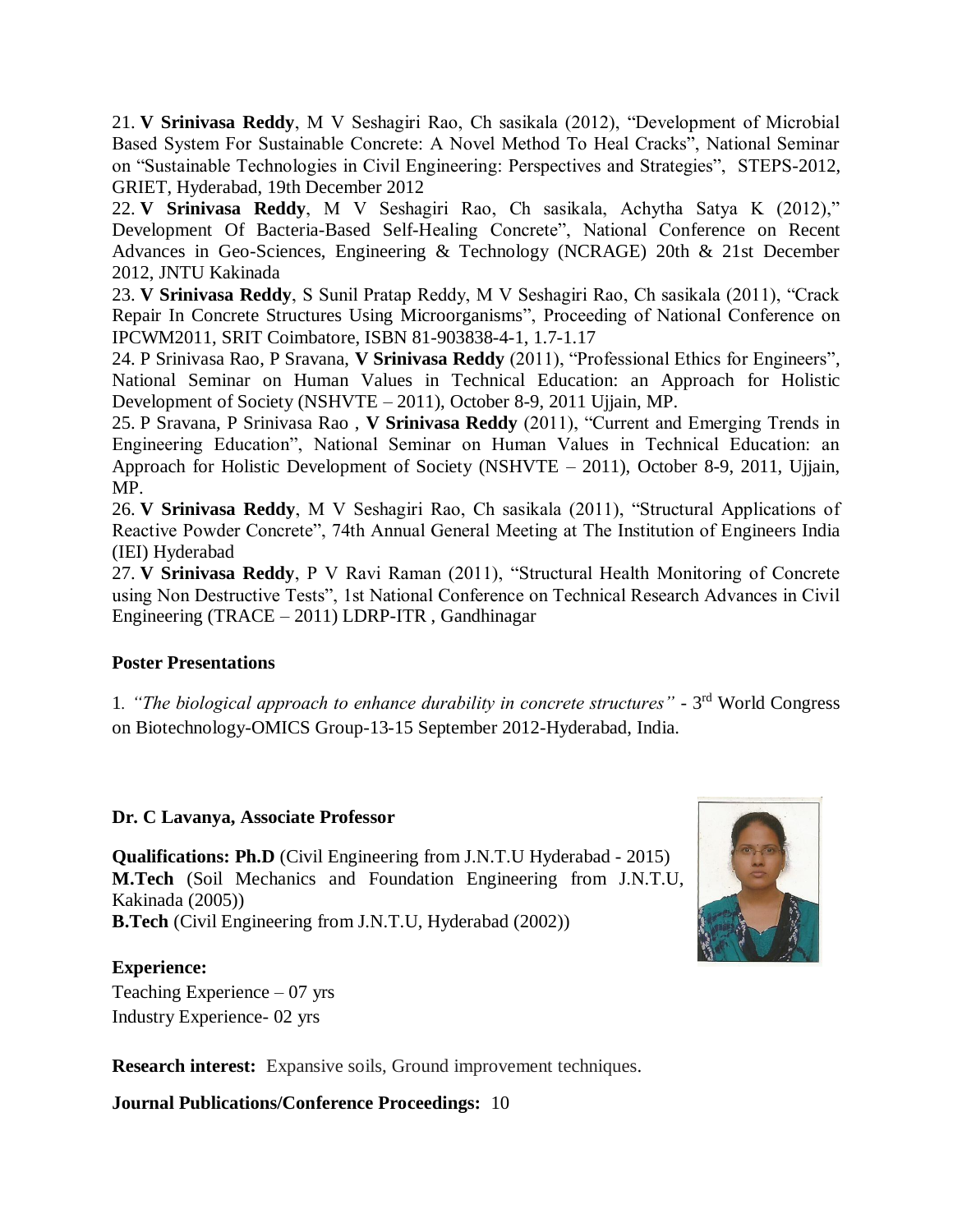21. **V Srinivasa Reddy**, M V Seshagiri Rao, Ch sasikala (2012), "Development of Microbial Based System For Sustainable Concrete: A Novel Method To Heal Cracks", National Seminar on "Sustainable Technologies in Civil Engineering: Perspectives and Strategies", STEPS-2012, GRIET, Hyderabad, 19th December 2012

22. **V Srinivasa Reddy**, M V Seshagiri Rao, Ch sasikala, Achytha Satya K (2012)," Development Of Bacteria-Based Self-Healing Concrete", National Conference on Recent Advances in Geo-Sciences, Engineering & Technology (NCRAGE) 20th & 21st December 2012, JNTU Kakinada

23. **V Srinivasa Reddy**, S Sunil Pratap Reddy, M V Seshagiri Rao, Ch sasikala (2011), "Crack Repair In Concrete Structures Using Microorganisms", Proceeding of National Conference on IPCWM2011, SRIT Coimbatore, ISBN 81-903838-4-1, 1.7-1.17

24. P Srinivasa Rao, P Sravana, **V Srinivasa Reddy** (2011), "Professional Ethics for Engineers", National Seminar on Human Values in Technical Education: an Approach for Holistic Development of Society (NSHVTE – 2011), October 8-9, 2011 Ujjain, MP.

25. P Sravana, P Srinivasa Rao , **V Srinivasa Reddy** (2011), "Current and Emerging Trends in Engineering Education", National Seminar on Human Values in Technical Education: an Approach for Holistic Development of Society (NSHVTE – 2011), October 8-9, 2011, Ujjain, MP.

26. **V Srinivasa Reddy**, M V Seshagiri Rao, Ch sasikala (2011), "Structural Applications of Reactive Powder Concrete", 74th Annual General Meeting at The Institution of Engineers India (IEI) Hyderabad

27. **V Srinivasa Reddy**, P V Ravi Raman (2011), "Structural Health Monitoring of Concrete using Non Destructive Tests", 1st National Conference on Technical Research Advances in Civil Engineering (TRACE – 2011) LDRP-ITR , Gandhinagar

**Poster Presentations**

1. *"The biological approach to enhance durability in concrete structures"* - 3rd World Congress on Biotechnology-OMICS Group-13-15 September 2012-Hyderabad, India.

**Dr. C Lavanya, Associate Professor**

**Qualifications: Ph.D** (Civil Engineering from J.N.T.U Hyderabad - 2015)
**M.Tech** (Soil Mechanics and Foundation Engineering from J.N.T.U, Kakinada (2005))
**B.Tech** (Civil Engineering from J.N.T.U, Hyderabad (2002))

**Experience:**
Teaching Experience – 07 yrs
Industry Experience- 02 yrs

**Research interest:** Expansive soils, Ground improvement techniques.

**Journal Publications/Conference Proceedings:** 10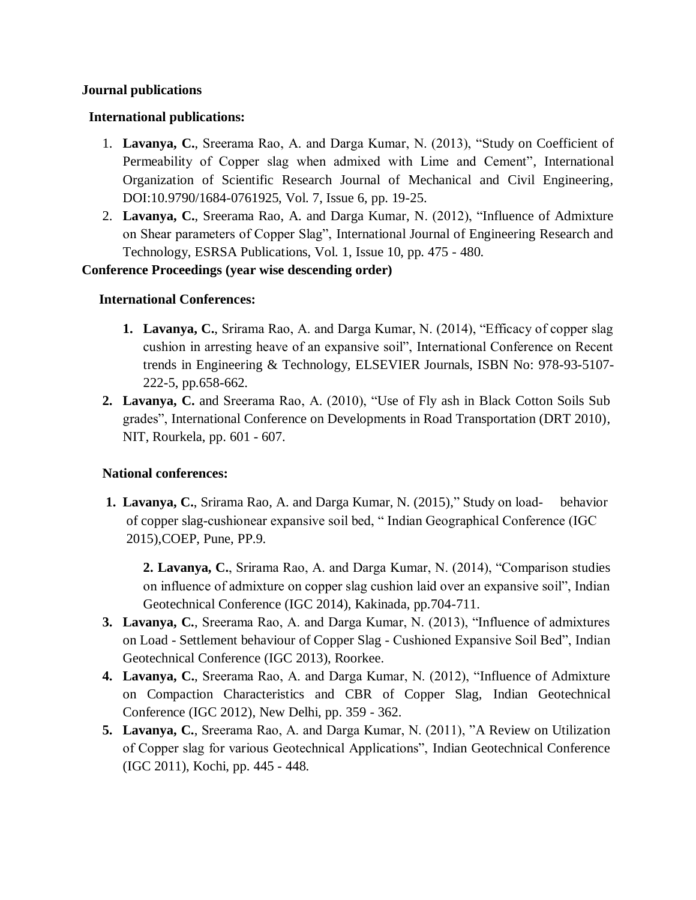**Journal publications**

**International publications:**

1. **Lavanya, C.**, Sreerama Rao, A. and Darga Kumar, N. (2013), "Study on Coefficient of Permeability of Copper slag when admixed with Lime and Cement", International Organization of Scientific Research Journal of Mechanical and Civil Engineering, DOI:10.9790/1684-0761925, Vol. 7, Issue 6, pp. 19-25.
2. **Lavanya, C.**, Sreerama Rao, A. and Darga Kumar, N. (2012), "Influence of Admixture on Shear parameters of Copper Slag", International Journal of Engineering Research and Technology, ESRSA Publications, Vol. 1, Issue 10, pp. 475 - 480.

**Conference Proceedings (year wise descending order)**

**International Conferences:**

1. **Lavanya, C.**, Srirama Rao, A. and Darga Kumar, N. (2014), "Efficacy of copper slag cushion in arresting heave of an expansive soil", International Conference on Recent trends in Engineering & Technology, ELSEVIER Journals, ISBN No: 978-93-5107-222-5, pp.658-662.
2. **Lavanya, C.** and Sreerama Rao, A. (2010), "Use of Fly ash in Black Cotton Soils Sub grades", International Conference on Developments in Road Transportation (DRT 2010), NIT, Rourkela, pp. 601 - 607.

**National conferences:**

1. **Lavanya, C.**, Srirama Rao, A. and Darga Kumar, N. (2015)," Study on load- behavior of copper slag-cushionear expansive soil bed, " Indian Geographical Conference (IGC 2015),COEP, Pune, PP.9.
2. **Lavanya, C.**, Srirama Rao, A. and Darga Kumar, N. (2014), "Comparison studies on influence of admixture on copper slag cushion laid over an expansive soil", Indian Geotechnical Conference (IGC 2014), Kakinada, pp.704-711.
3. **Lavanya, C.**, Sreerama Rao, A. and Darga Kumar, N. (2013), "Influence of admixtures on Load - Settlement behaviour of Copper Slag - Cushioned Expansive Soil Bed", Indian Geotechnical Conference (IGC 2013), Roorkee.
4. **Lavanya, C.**, Sreerama Rao, A. and Darga Kumar, N. (2012), "Influence of Admixture on Compaction Characteristics and CBR of Copper Slag, Indian Geotechnical Conference (IGC 2012), New Delhi, pp. 359 - 362.
5. **Lavanya, C.**, Sreerama Rao, A. and Darga Kumar, N. (2011), "A Review on Utilization of Copper slag for various Geotechnical Applications", Indian Geotechnical Conference (IGC 2011), Kochi, pp. 445 - 448.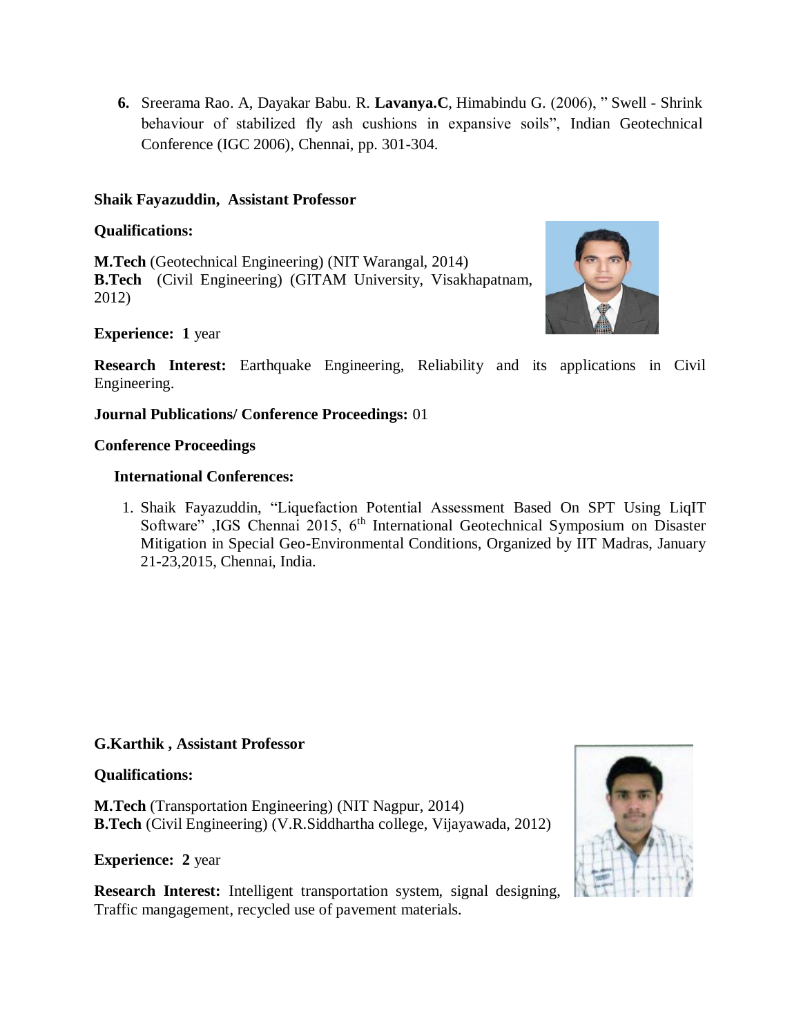6. Sreerama Rao. A, Dayakar Babu. R. **Lavanya.C**, Himabindu G. (2006), " Swell - Shrink behaviour of stabilized fly ash cushions in expansive soils", Indian Geotechnical Conference (IGC 2006), Chennai, pp. 301-304.

**Shaik Fayazuddin, Assistant Professor**

**Qualifications:**

**M.Tech** (Geotechnical Engineering) (NIT Warangal, 2014)
**B.Tech** (Civil Engineering) (GITAM University, Visakhapatnam, 2012)

**Experience: 1** year

**Research Interest:** Earthquake Engineering, Reliability and its applications in Civil Engineering.

**Journal Publications/ Conference Proceedings:** 01

**Conference Proceedings**

**International Conferences:**

1. Shaik Fayazuddin, "Liquefaction Potential Assessment Based On SPT Using LiqIT Software" ,IGS Chennai 2015, 6th International Geotechnical Symposium on Disaster Mitigation in Special Geo-Environmental Conditions, Organized by IIT Madras, January 21-23,2015, Chennai, India.

**G.Karthik , Assistant Professor**

**Qualifications:**

**M.Tech** (Transportation Engineering) (NIT Nagpur, 2014)
**B.Tech** (Civil Engineering) (V.R.Siddhartha college, Vijayawada, 2012)

**Experience: 2** year

**Research Interest:** Intelligent transportation system, signal designing, Traffic mangagement, recycled use of pavement materials.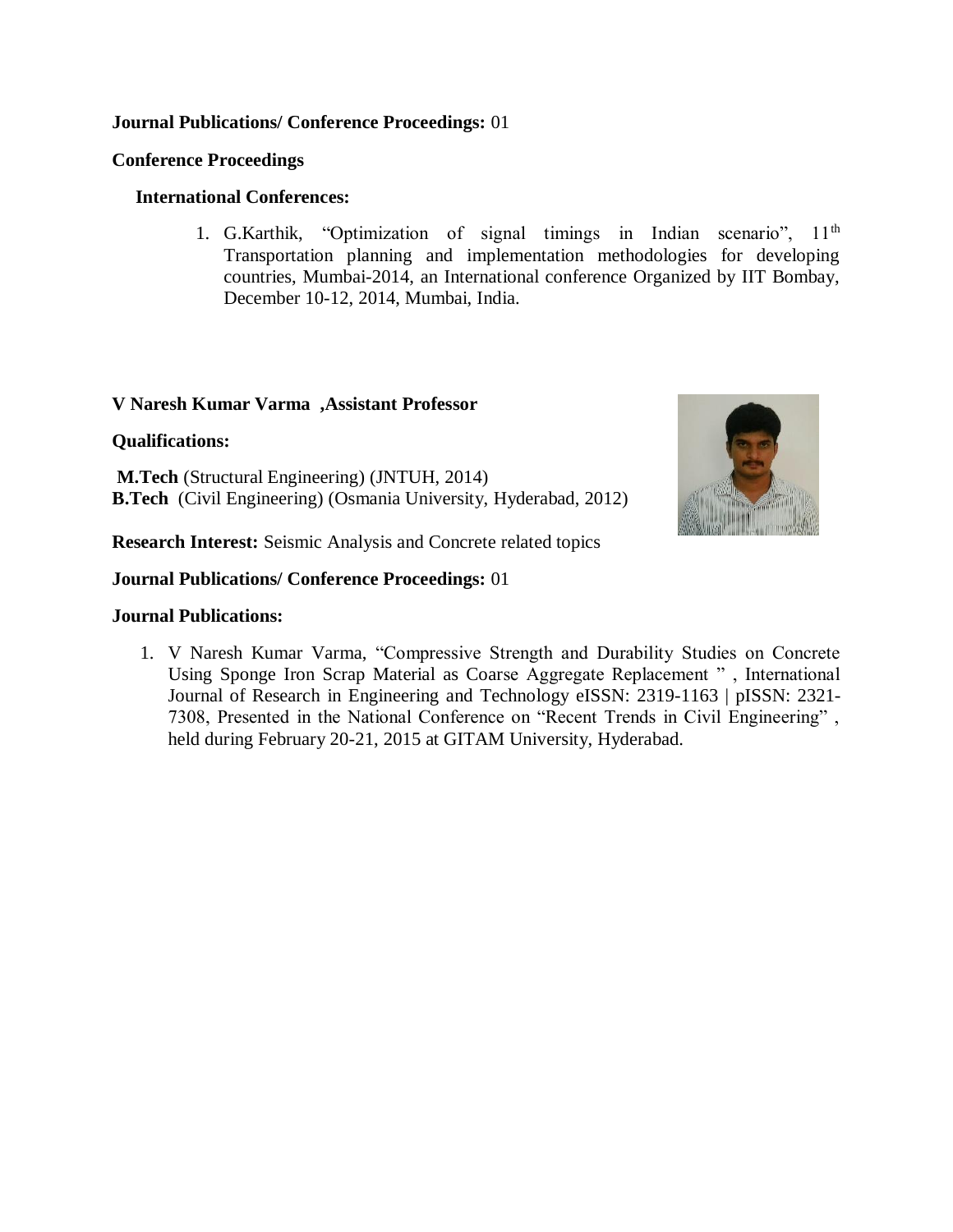**Journal Publications/ Conference Proceedings:** 01

**Conference Proceedings**

**International Conferences:**

1. G.Karthik, "Optimization of signal timings in Indian scenario", $11^{th}$ Transportation planning and implementation methodologies for developing countries, Mumbai-2014, an International conference Organized by IIT Bombay, December 10-12, 2014, Mumbai, India.

**V Naresh Kumar Varma ,Assistant Professor**

**Qualifications:**

**M.Tech** (Structural Engineering) (JNTUH, 2014)
**B.Tech** (Civil Engineering) (Osmania University, Hyderabad, 2012)

**Research Interest:** Seismic Analysis and Concrete related topics

**Journal Publications/ Conference Proceedings:** 01

**Journal Publications:**

1. V Naresh Kumar Varma, "Compressive Strength and Durability Studies on Concrete Using Sponge Iron Scrap Material as Coarse Aggregate Replacement " , International Journal of Research in Engineering and Technology eISSN: 2319-1163 | pISSN: 2321-7308, Presented in the National Conference on "Recent Trends in Civil Engineering" , held during February 20-21, 2015 at GITAM University, Hyderabad.